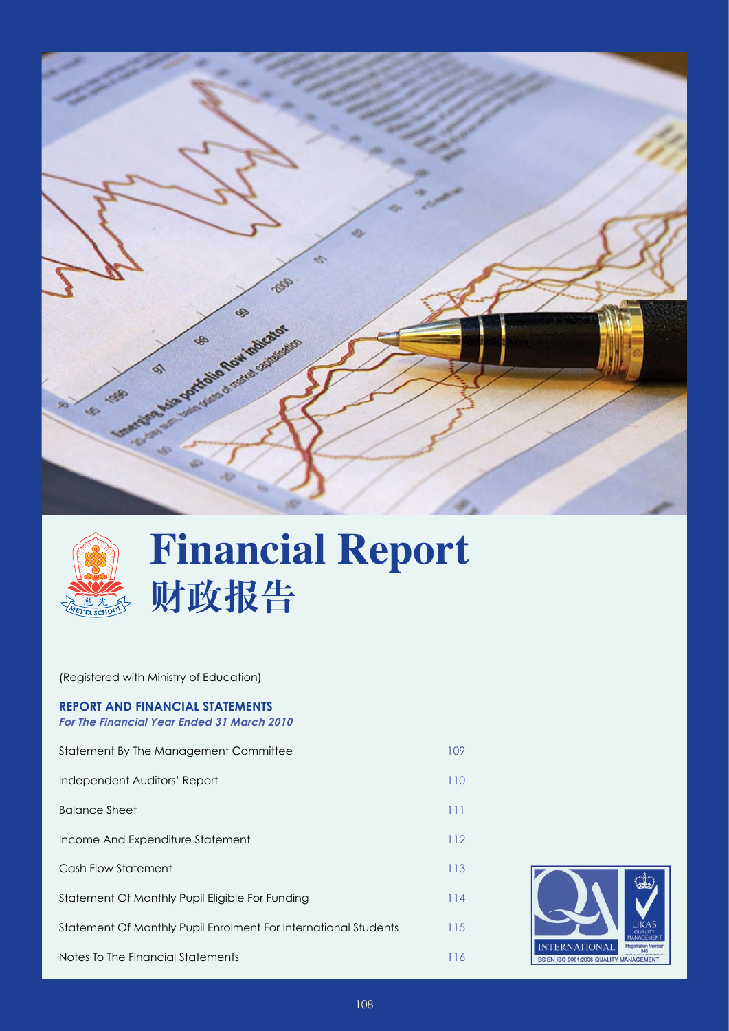# Financial Report
# 财政报告

(Registered with Ministry of Education)

**REPORT AND FINANCIAL STATEMENTS**
***For The Financial Year Ended 31 March 2010***

| | |
|---|---|
| Statement By The Management Committee | 109 |
| Independent Auditors' Report | 110 |
| Balance Sheet | 111 |
| Income And Expenditure Statement | 112 |
| Cash Flow Statement | 113 |
| Statement Of Monthly Pupil Eligible For Funding | 114 |
| Statement Of Monthly Pupil Enrolment For International Students | 115 |
| Notes To The Financial Statements | 116 |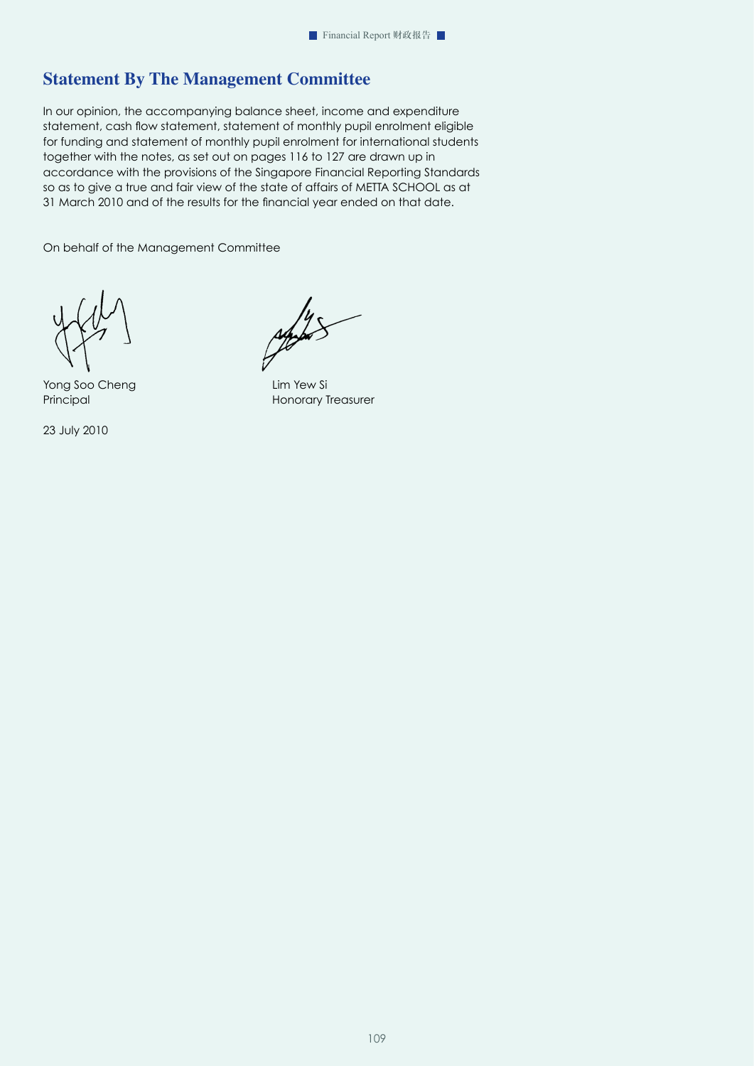## Statement By The Management Committee

In our opinion, the accompanying balance sheet, income and expenditure statement, cash flow statement, statement of monthly pupil enrolment eligible for funding and statement of monthly pupil enrolment for international students together with the notes, as set out on pages 116 to 127 are drawn up in accordance with the provisions of the Singapore Financial Reporting Standards so as to give a true and fair view of the state of affairs of METTA SCHOOL as at 31 March 2010 and of the results for the financial year ended on that date.

On behalf of the Management Committee

Yong Soo Cheng
Principal

Lim Yew Si
Honorary Treasurer

23 July 2010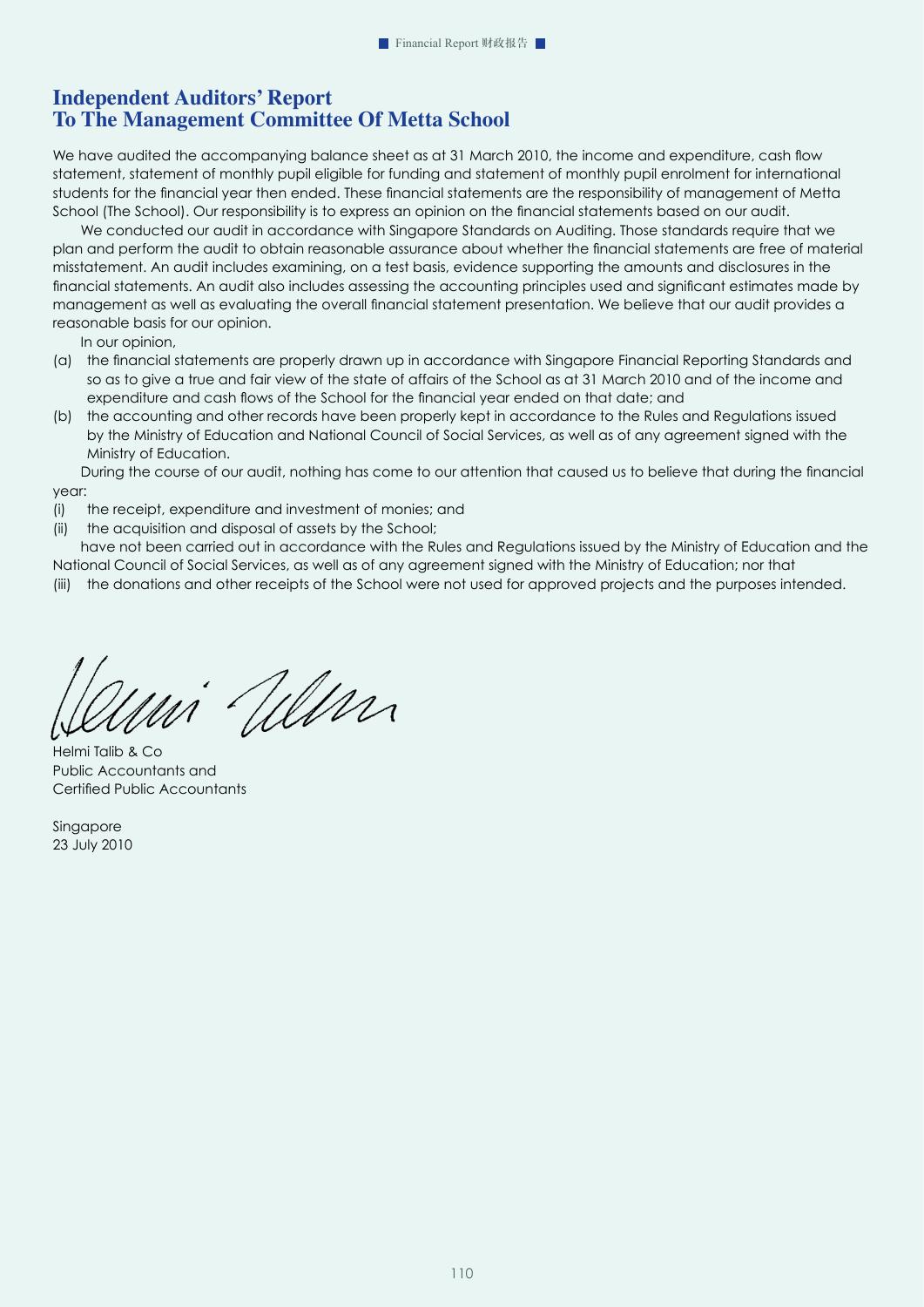# Independent Auditors' Report
# To The Management Committee Of Metta School

We have audited the accompanying balance sheet as at 31 March 2010, the income and expenditure, cash flow statement, statement of monthly pupil eligible for funding and statement of monthly pupil enrolment for international students for the financial year then ended. These financial statements are the responsibility of management of Metta School (The School). Our responsibility is to express an opinion on the financial statements based on our audit.

We conducted our audit in accordance with Singapore Standards on Auditing. Those standards require that we plan and perform the audit to obtain reasonable assurance about whether the financial statements are free of material misstatement. An audit includes examining, on a test basis, evidence supporting the amounts and disclosures in the financial statements. An audit also includes assessing the accounting principles used and significant estimates made by management as well as evaluating the overall financial statement presentation. We believe that our audit provides a reasonable basis for our opinion.

In our opinion,

(a) the financial statements are properly drawn up in accordance with Singapore Financial Reporting Standards and so as to give a true and fair view of the state of affairs of the School as at 31 March 2010 and of the income and expenditure and cash flows of the School for the financial year ended on that date; and

(b) the accounting and other records have been properly kept in accordance to the Rules and Regulations issued by the Ministry of Education and National Council of Social Services, as well as of any agreement signed with the Ministry of Education.

During the course of our audit, nothing has come to our attention that caused us to believe that during the financial year:

(i) the receipt, expenditure and investment of monies; and

(ii) the acquisition and disposal of assets by the School;

have not been carried out in accordance with the Rules and Regulations issued by the Ministry of Education and the National Council of Social Services, as well as of any agreement signed with the Ministry of Education; nor that

(iii) the donations and other receipts of the School were not used for approved projects and the purposes intended.

Helmi Talib & Co
Public Accountants and
Certified Public Accountants

Singapore
23 July 2010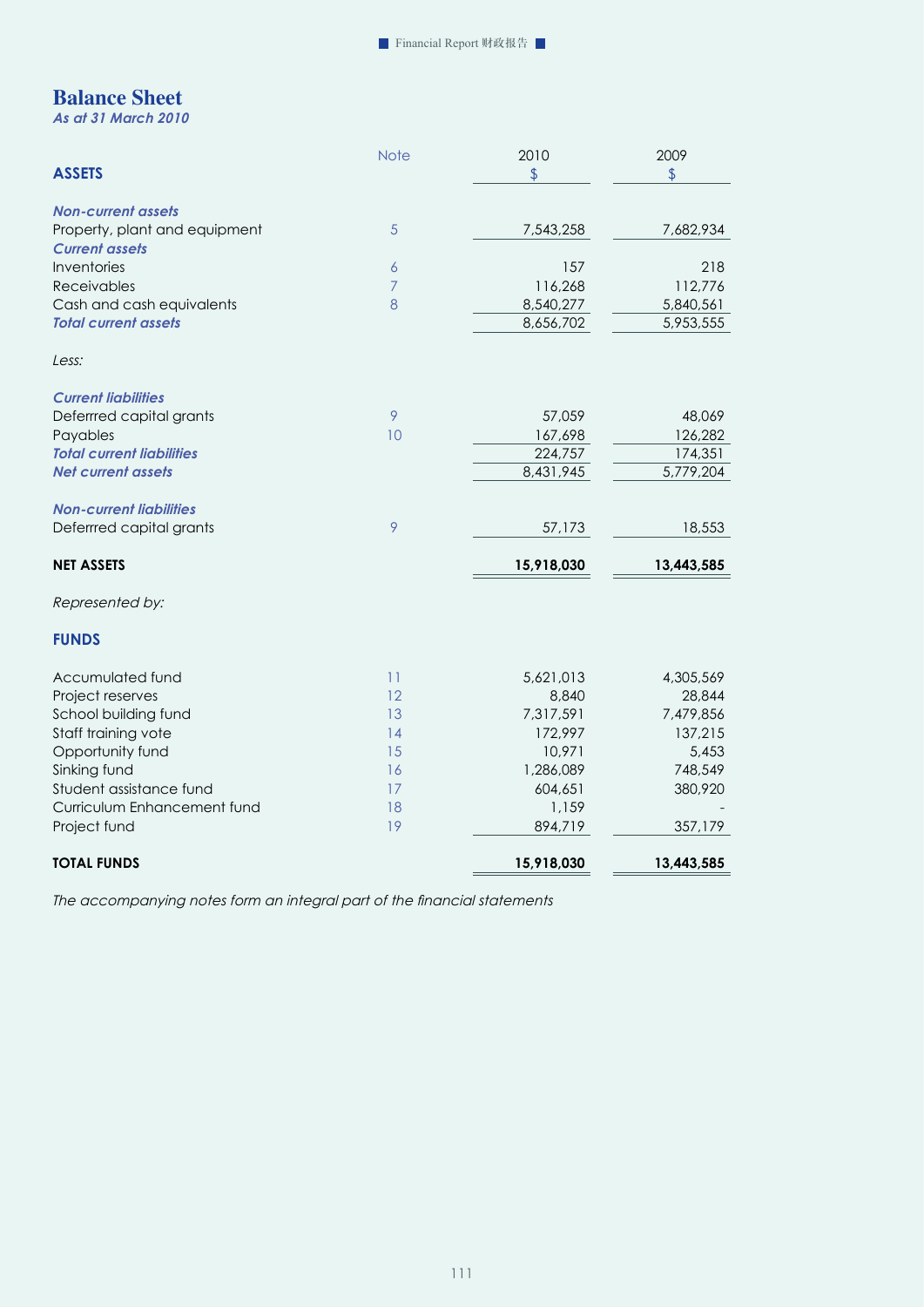## Balance Sheet

*As at 31 March 2010*

| ASSETS | Note | 2010<br>$ | 2009<br>$ |
|---|---|---|---|
| ***Non-current assets*** | | | |
| Property, plant and equipment | 5 | 7,543,258 | 7,682,934 |
| ***Current assets*** | | | |
| Inventories | 6 | 157 | 218 |
| Receivables | 7 | 116,268 | 112,776 |
| Cash and cash equivalents | 8 | 8,540,277 | 5,840,561 |
| ***Total current assets*** | | 8,656,702 | 5,953,555 |
| *Less:* | | | |
| ***Current liabilities*** | | | |
| Deferrred capital grants | 9 | 57,059 | 48,069 |
| Payables | 10 | 167,698 | 126,282 |
| ***Total current liabilities*** | | 224,757 | 174,351 |
| ***Net current assets*** | | 8,431,945 | 5,779,204 |
| ***Non-current liabilities*** | | | |
| Deferrred capital grants | 9 | 57,173 | 18,553 |
| **NET ASSETS** | | **15,918,030** | **13,443,585** |
| *Represented by:* | | | |
| **FUNDS** | | | |
| Accumulated fund | 11 | 5,621,013 | 4,305,569 |
| Project reserves | 12 | 8,840 | 28,844 |
| School building fund | 13 | 7,317,591 | 7,479,856 |
| Staff training vote | 14 | 172,997 | 137,215 |
| Opportunity fund | 15 | 10,971 | 5,453 |
| Sinking fund | 16 | 1,286,089 | 748,549 |
| Student assistance fund | 17 | 604,651 | 380,920 |
| Curriculum Enhancement fund | 18 | 1,159 | - |
| Project fund | 19 | 894,719 | 357,179 |
| **TOTAL FUNDS** | | **15,918,030** | **13,443,585** |

*The accompanying notes form an integral part of the financial statements*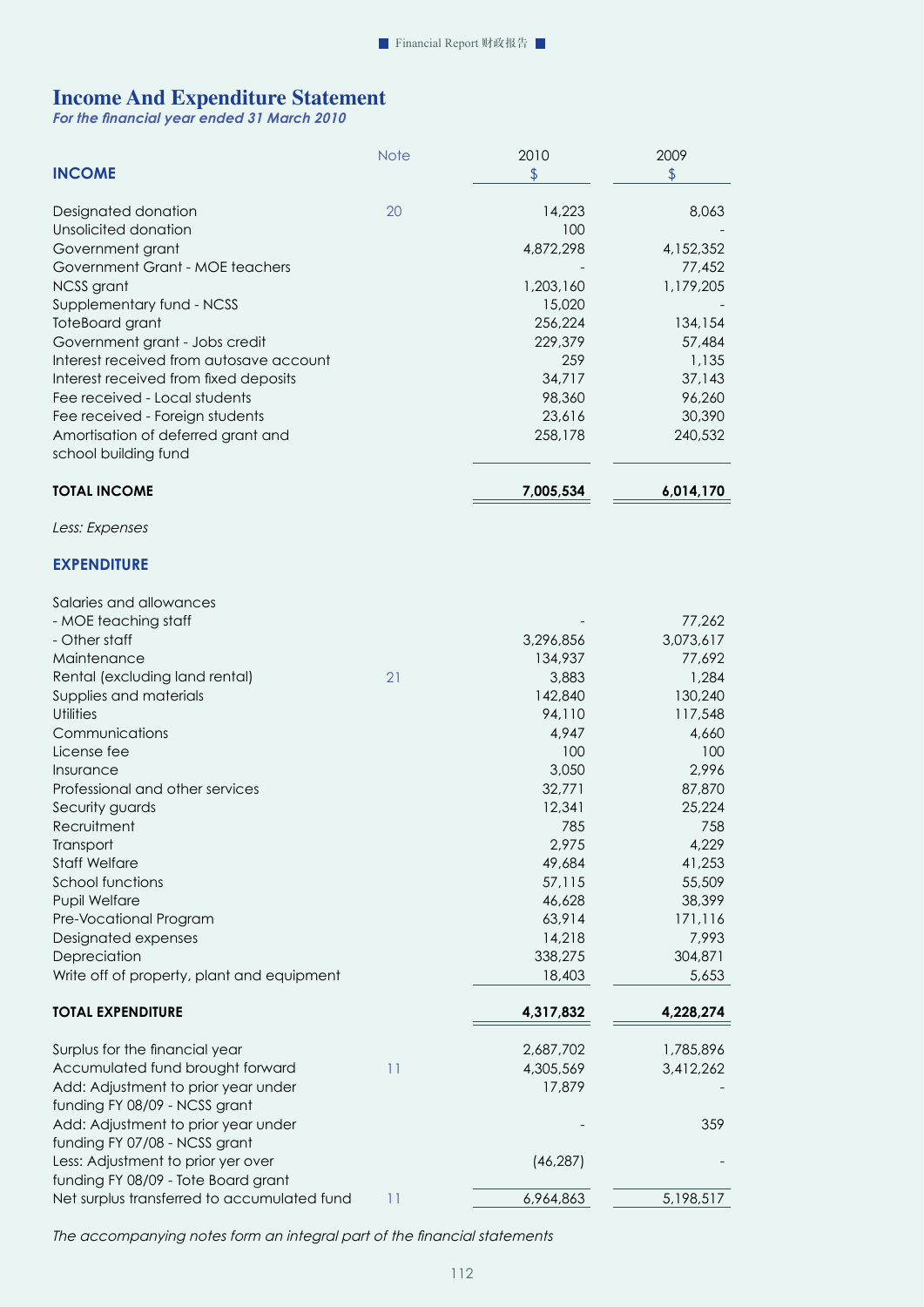# Income And Expenditure Statement

*For the financial year ended 31 March 2010*

| **INCOME** | Note | 2010<br>$ | 2009<br>$ |
|---|---|---|---|
| Designated donation | 20 | 14,223 | 8,063 |
| Unsolicited donation | | 100 | - |
| Government grant | | 4,872,298 | 4,152,352 |
| Government Grant - MOE teachers | | - | 77,452 |
| NCSS grant | | 1,203,160 | 1,179,205 |
| Supplementary fund - NCSS | | 15,020 | - |
| ToteBoard grant | | 256,224 | 134,154 |
| Government grant - Jobs credit | | 229,379 | 57,484 |
| Interest received from autosave account | | 259 | 1,135 |
| Interest received from fixed deposits | | 34,717 | 37,143 |
| Fee received - Local students | | 98,360 | 96,260 |
| Fee received - Foreign students | | 23,616 | 30,390 |
| Amortisation of deferred grant and school building fund | | 258,178 | 240,532 |
| **TOTAL INCOME** | | **7,005,534** | **6,014,170** |
| *Less: Expenses* | | | |
| **EXPENDITURE** | | | |
| Salaries and allowances | | | |
| - MOE teaching staff | | - | 77,262 |
| - Other staff | | 3,296,856 | 3,073,617 |
| Maintenance | | 134,937 | 77,692 |
| Rental (excluding land rental) | 21 | 3,883 | 1,284 |
| Supplies and materials | | 142,840 | 130,240 |
| Utilities | | 94,110 | 117,548 |
| Communications | | 4,947 | 4,660 |
| License fee | | 100 | 100 |
| Insurance | | 3,050 | 2,996 |
| Professional and other services | | 32,771 | 87,870 |
| Security guards | | 12,341 | 25,224 |
| Recruitment | | 785 | 758 |
| Transport | | 2,975 | 4,229 |
| Staff Welfare | | 49,684 | 41,253 |
| School functions | | 57,115 | 55,509 |
| Pupil Welfare | | 46,628 | 38,399 |
| Pre-Vocational Program | | 63,914 | 171,116 |
| Designated expenses | | 14,218 | 7,993 |
| Depreciation | | 338,275 | 304,871 |
| Write off of property, plant and equipment | | 18,403 | 5,653 |
| **TOTAL EXPENDITURE** | | **4,317,832** | **4,228,274** |
| Surplus for the financial year | | 2,687,702 | 1,785,896 |
| Accumulated fund brought forward | 11 | 4,305,569 | 3,412,262 |
| Add: Adjustment to prior year under funding FY 08/09 - NCSS grant | | 17,879 | - |
| Add: Adjustment to prior year under funding FY 07/08 - NCSS grant | | - | 359 |
| Less: Adjustment to prior yer over funding FY 08/09 - Tote Board grant | | (46,287) | - |
| Net surplus transferred to accumulated fund | 11 | 6,964,863 | 5,198,517 |

*The accompanying notes form an integral part of the financial statements*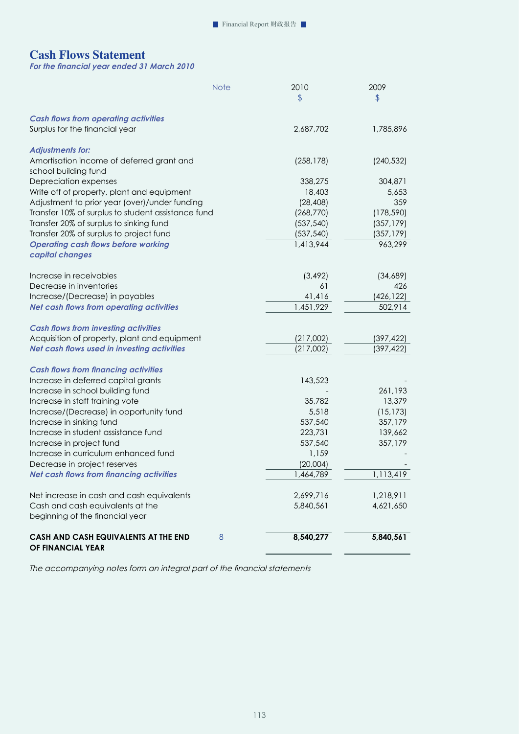## Cash Flows Statement

*For the financial year ended 31 March 2010*

| | Note | 2010<br>$ | 2009<br>$ |
|---|---|---|---|
| ***Cash flows from operating activities*** | | | |
| Surplus for the financial year | | 2,687,702 | 1,785,896 |
| ***Adjustments for:*** | | | |
| Amortisation income of deferred grant and school building fund | | (258,178) | (240,532) |
| Depreciation expenses | | 338,275 | 304,871 |
| Write off of property, plant and equipment | | 18,403 | 5,653 |
| Adjustment to prior year (over)/under funding | | (28,408) | 359 |
| Transfer 10% of surplus to student assistance fund | | (268,770) | (178,590) |
| Transfer 20% of surplus to sinking fund | | (537,540) | (357,179) |
| Transfer 20% of surplus to project fund | | (537,540) | (357,179) |
| ***Operating cash flows before working capital changes*** | | 1,413,944 | 963,299 |
| Increase in receivables | | (3,492) | (34,689) |
| Decrease in inventories | | 61 | 426 |
| Increase/(Decrease) in payables | | 41,416 | (426,122) |
| ***Net cash flows from operating activities*** | | 1,451,929 | 502,914 |
| ***Cash flows from investing activities*** | | | |
| Acquisition of property, plant and equipment | | (217,002) | (397,422) |
| ***Net cash flows used in investing activities*** | | (217,002) | (397,422) |
| ***Cash flows from financing activities*** | | | |
| Increase in deferred capital grants | | 143,523 | - |
| Increase in school building fund | | - | 261,193 |
| Increase in staff training vote | | 35,782 | 13,379 |
| Increase/(Decrease) in opportunity fund | | 5,518 | (15,173) |
| Increase in sinking fund | | 537,540 | 357,179 |
| Increase in student assistance fund | | 223,731 | 139,662 |
| Increase in project fund | | 537,540 | 357,179 |
| Increase in curriculum enhanced fund | | 1,159 | - |
| Decrease in project reserves | | (20,004) | - |
| ***Net cash flows from financing activities*** | | 1,464,789 | 1,113,419 |
| Net increase in cash and cash equivalents | | 2,699,716 | 1,218,911 |
| Cash and cash equivalents at the beginning of the financial year | | 5,840,561 | 4,621,650 |
| **CASH AND CASH EQUIVALENTS AT THE END OF FINANCIAL YEAR** | 8 | **8,540,277** | **5,840,561** |

*The accompanying notes form an integral part of the financial statements*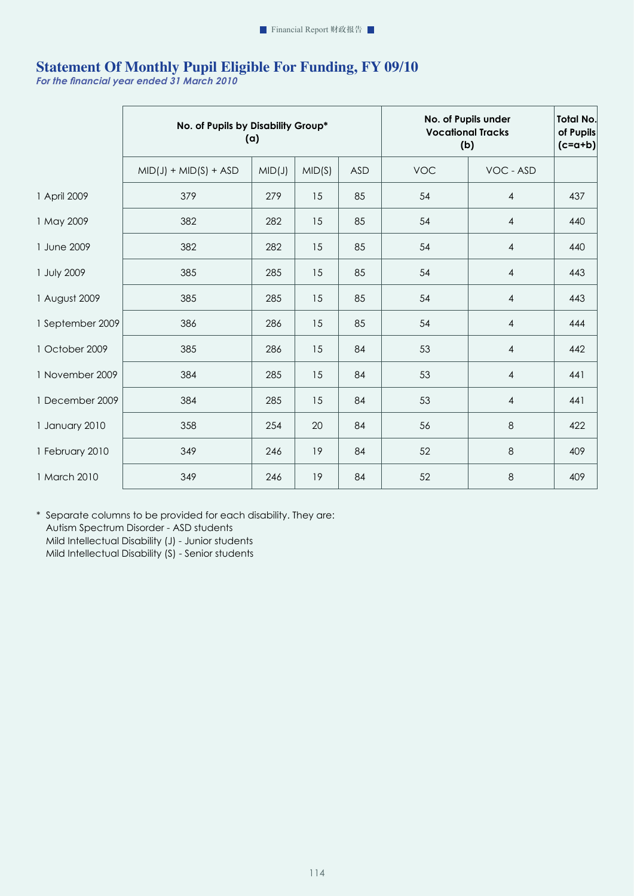# Statement Of Monthly Pupil Eligible For Funding, FY 09/10

*For the financial year ended 31 March 2010*

| | No. of Pupils by Disability Group* (a) | | | | No. of Pupils under Vocational Tracks (b) | | Total No. of Pupils (c=a+b) |
|---|---|---|---|---|---|---|---|
| | MID(J) + MID(S) + ASD | MID(J) | MID(S) | ASD | VOC | VOC - ASD | |
| 1 April 2009 | 379 | 279 | 15 | 85 | 54 | 4 | 437 |
| 1 May 2009 | 382 | 282 | 15 | 85 | 54 | 4 | 440 |
| 1 June 2009 | 382 | 282 | 15 | 85 | 54 | 4 | 440 |
| 1 July 2009 | 385 | 285 | 15 | 85 | 54 | 4 | 443 |
| 1 August 2009 | 385 | 285 | 15 | 85 | 54 | 4 | 443 |
| 1 September 2009 | 386 | 286 | 15 | 85 | 54 | 4 | 444 |
| 1 October 2009 | 385 | 286 | 15 | 84 | 53 | 4 | 442 |
| 1 November 2009 | 384 | 285 | 15 | 84 | 53 | 4 | 441 |
| 1 December 2009 | 384 | 285 | 15 | 84 | 53 | 4 | 441 |
| 1 January 2010 | 358 | 254 | 20 | 84 | 56 | 8 | 422 |
| 1 February 2010 | 349 | 246 | 19 | 84 | 52 | 8 | 409 |
| 1 March 2010 | 349 | 246 | 19 | 84 | 52 | 8 | 409 |

\* Separate columns to be provided for each disability. They are:
Autism Spectrum Disorder - ASD students
Mild Intellectual Disability (J) - Junior students
Mild Intellectual Disability (S) - Senior students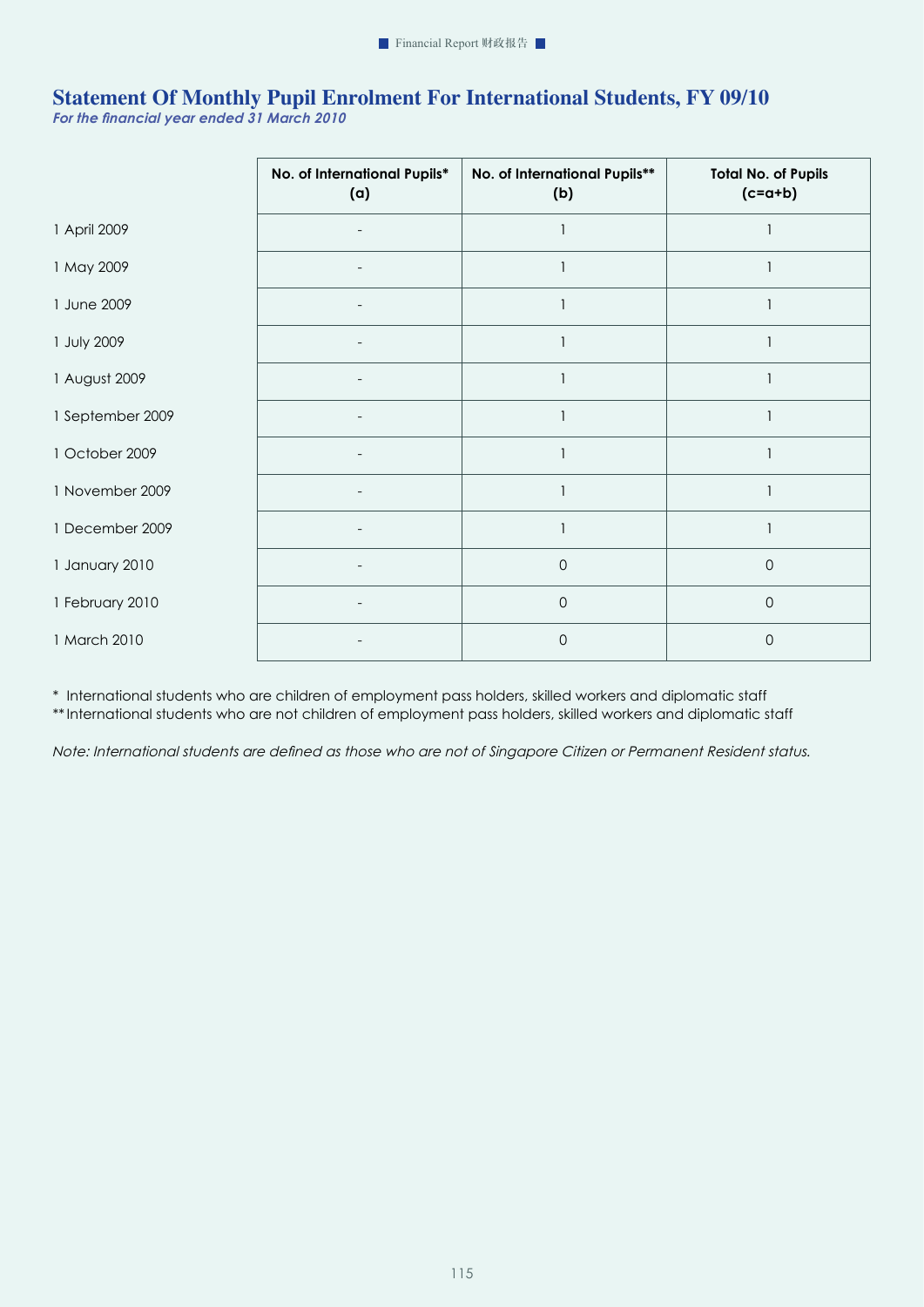## Statement Of Monthly Pupil Enrolment For International Students, FY 09/10

***For the financial year ended 31 March 2010***

| | No. of International Pupils* (a) | No. of International Pupils** (b) | Total No. of Pupils (c=a+b) |
|---|---|---|---|
| 1 April 2009 | - | 1 | 1 |
| 1 May 2009 | - | 1 | 1 |
| 1 June 2009 | - | 1 | 1 |
| 1 July 2009 | - | 1 | 1 |
| 1 August 2009 | - | 1 | 1 |
| 1 September 2009 | - | 1 | 1 |
| 1 October 2009 | - | 1 | 1 |
| 1 November 2009 | - | 1 | 1 |
| 1 December 2009 | - | 1 | 1 |
| 1 January 2010 | - | 0 | 0 |
| 1 February 2010 | - | 0 | 0 |
| 1 March 2010 | - | 0 | 0 |

\* International students who are children of employment pass holders, skilled workers and diplomatic staff

\*\* International students who are not children of employment pass holders, skilled workers and diplomatic staff

*Note: International students are defined as those who are not of Singapore Citizen or Permanent Resident status.*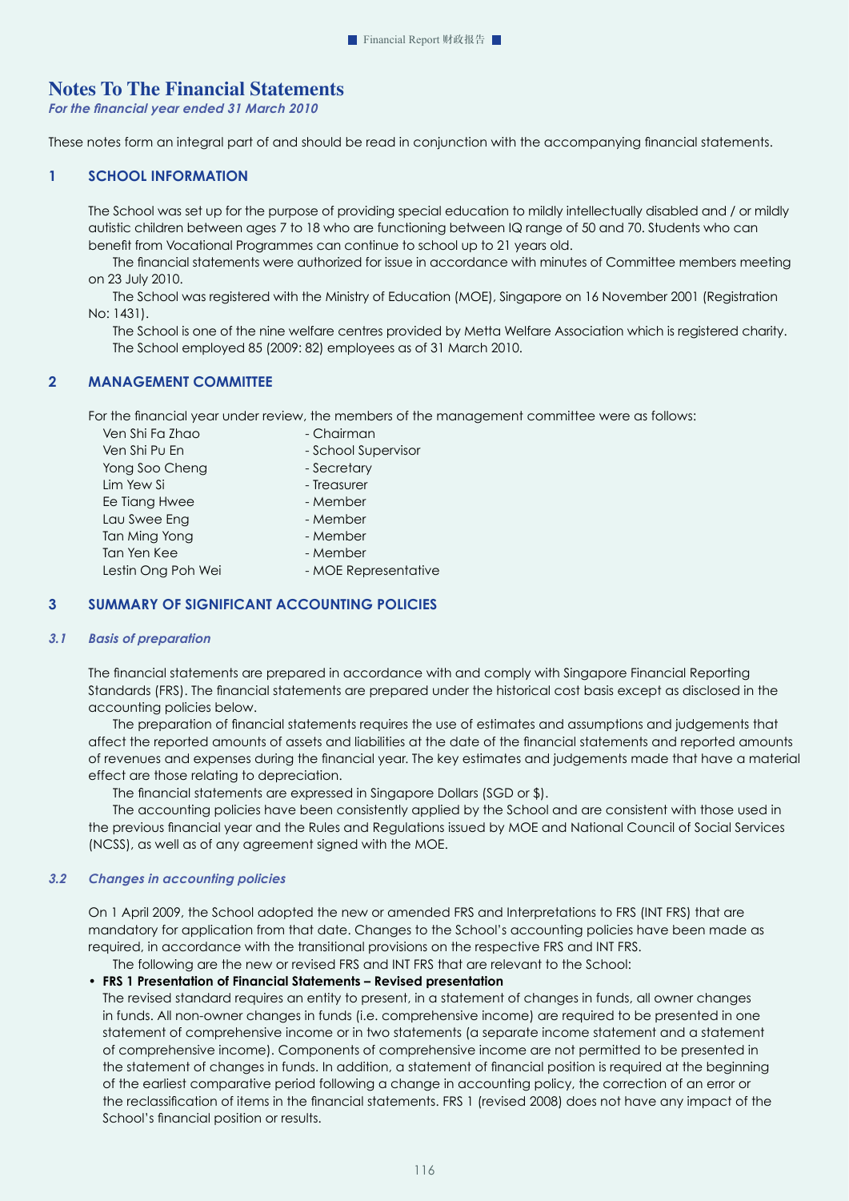# Notes To The Financial Statements

*For the financial year ended 31 March 2010*

These notes form an integral part of and should be read in conjunction with the accompanying financial statements.

## 1 SCHOOL INFORMATION

The School was set up for the purpose of providing special education to mildly intellectually disabled and / or mildly autistic children between ages 7 to 18 who are functioning between IQ range of 50 and 70. Students who can benefit from Vocational Programmes can continue to school up to 21 years old.

The financial statements were authorized for issue in accordance with minutes of Committee members meeting on 23 July 2010.

The School was registered with the Ministry of Education (MOE), Singapore on 16 November 2001 (Registration No: 1431).

The School is one of the nine welfare centres provided by Metta Welfare Association which is registered charity. The School employed 85 (2009: 82) employees as of 31 March 2010.

## 2 MANAGEMENT COMMITTEE

For the financial year under review, the members of the management committee were as follows:

| | |
|---|---|
| Ven Shi Fa Zhao | - Chairman |
| Ven Shi Pu En | - School Supervisor |
| Yong Soo Cheng | - Secretary |
| Lim Yew Si | - Treasurer |
| Ee Tiang Hwee | - Member |
| Lau Swee Eng | - Member |
| Tan Ming Yong | - Member |
| Tan Yen Kee | - Member |
| Lestin Ong Poh Wei | - MOE Representative |

## 3 SUMMARY OF SIGNIFICANT ACCOUNTING POLICIES

### 3.1 *Basis of preparation*

The financial statements are prepared in accordance with and comply with Singapore Financial Reporting Standards (FRS). The financial statements are prepared under the historical cost basis except as disclosed in the accounting policies below.

The preparation of financial statements requires the use of estimates and assumptions and judgements that affect the reported amounts of assets and liabilities at the date of the financial statements and reported amounts of revenues and expenses during the financial year. The key estimates and judgements made that have a material effect are those relating to depreciation.

The financial statements are expressed in Singapore Dollars (SGD or $).

The accounting policies have been consistently applied by the School and are consistent with those used in the previous financial year and the Rules and Regulations issued by MOE and National Council of Social Services (NCSS), as well as of any agreement signed with the MOE.

### 3.2 *Changes in accounting policies*

On 1 April 2009, the School adopted the new or amended FRS and Interpretations to FRS (INT FRS) that are mandatory for application from that date. Changes to the School's accounting policies have been made as required, in accordance with the transitional provisions on the respective FRS and INT FRS.

The following are the new or revised FRS and INT FRS that are relevant to the School:

- **FRS 1 Presentation of Financial Statements – Revised presentation**

  The revised standard requires an entity to present, in a statement of changes in funds, all owner changes in funds. All non-owner changes in funds (i.e. comprehensive income) are required to be presented in one statement of comprehensive income or in two statements (a separate income statement and a statement of comprehensive income). Components of comprehensive income are not permitted to be presented in the statement of changes in funds. In addition, a statement of financial position is required at the beginning of the earliest comparative period following a change in accounting policy, the correction of an error or the reclassification of items in the financial statements. FRS 1 (revised 2008) does not have any impact of the School's financial position or results.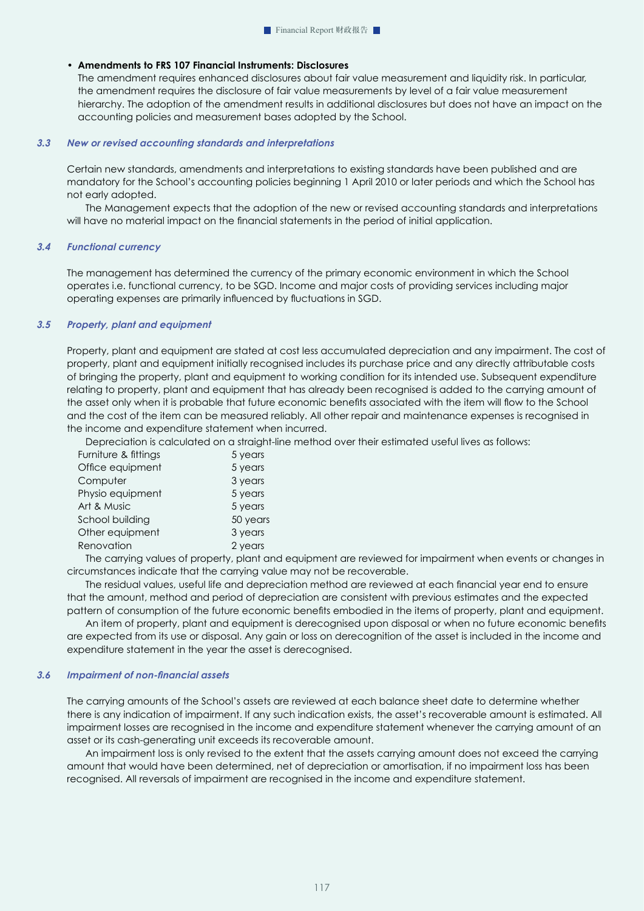- **Amendments to FRS 107 Financial Instruments: Disclosures**
  The amendment requires enhanced disclosures about fair value measurement and liquidity risk. In particular, the amendment requires the disclosure of fair value measurements by level of a fair value measurement hierarchy. The adoption of the amendment results in additional disclosures but does not have an impact on the accounting policies and measurement bases adopted by the School.

### *3.3 New or revised accounting standards and interpretations*

Certain new standards, amendments and interpretations to existing standards have been published and are mandatory for the School's accounting policies beginning 1 April 2010 or later periods and which the School has not early adopted.

The Management expects that the adoption of the new or revised accounting standards and interpretations will have no material impact on the financial statements in the period of initial application.

### *3.4 Functional currency*

The management has determined the currency of the primary economic environment in which the School operates i.e. functional currency, to be SGD. Income and major costs of providing services including major operating expenses are primarily influenced by fluctuations in SGD.

### *3.5 Property, plant and equipment*

Property, plant and equipment are stated at cost less accumulated depreciation and any impairment. The cost of property, plant and equipment initially recognised includes its purchase price and any directly attributable costs of bringing the property, plant and equipment to working condition for its intended use. Subsequent expenditure relating to property, plant and equipment that has already been recognised is added to the carrying amount of the asset only when it is probable that future economic benefits associated with the item will flow to the School and the cost of the item can be measured reliably. All other repair and maintenance expenses is recognised in the income and expenditure statement when incurred.

Depreciation is calculated on a straight-line method over their estimated useful lives as follows:

| | |
|---|---|
| Furniture & fittings | 5 years |
| Office equipment | 5 years |
| Computer | 3 years |
| Physio equipment | 5 years |
| Art & Music | 5 years |
| School building | 50 years |
| Other equipment | 3 years |
| Renovation | 2 years |

The carrying values of property, plant and equipment are reviewed for impairment when events or changes in circumstances indicate that the carrying value may not be recoverable.

The residual values, useful life and depreciation method are reviewed at each financial year end to ensure that the amount, method and period of depreciation are consistent with previous estimates and the expected pattern of consumption of the future economic benefits embodied in the items of property, plant and equipment.

An item of property, plant and equipment is derecognised upon disposal or when no future economic benefits are expected from its use or disposal. Any gain or loss on derecognition of the asset is included in the income and expenditure statement in the year the asset is derecognised.

### *3.6 Impairment of non-financial assets*

The carrying amounts of the School's assets are reviewed at each balance sheet date to determine whether there is any indication of impairment. If any such indication exists, the asset's recoverable amount is estimated. All impairment losses are recognised in the income and expenditure statement whenever the carrying amount of an asset or its cash-generating unit exceeds its recoverable amount.

An impairment loss is only revised to the extent that the assets carrying amount does not exceed the carrying amount that would have been determined, net of depreciation or amortisation, if no impairment loss has been recognised. All reversals of impairment are recognised in the income and expenditure statement.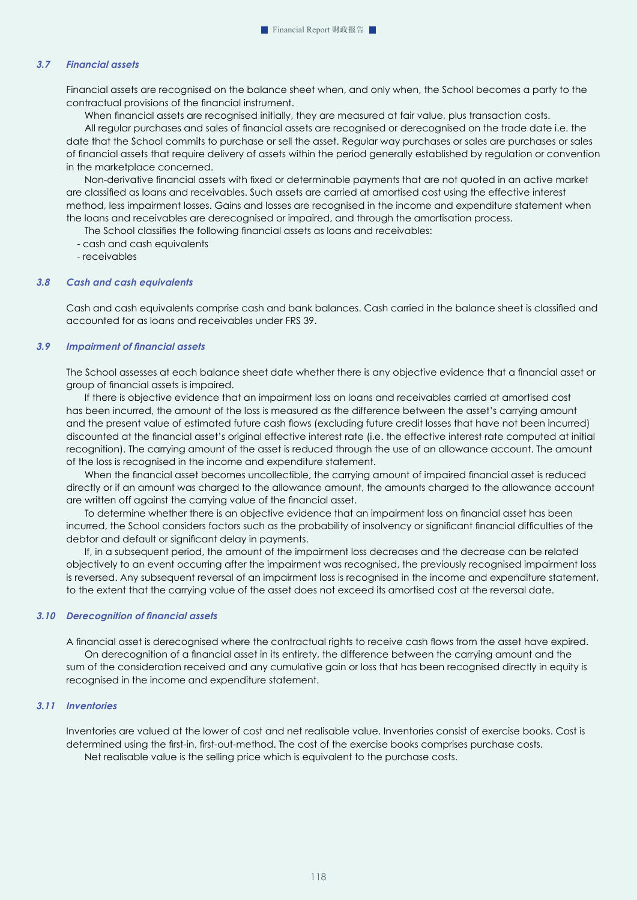### *3.7 Financial assets*

Financial assets are recognised on the balance sheet when, and only when, the School becomes a party to the contractual provisions of the financial instrument.

When financial assets are recognised initially, they are measured at fair value, plus transaction costs.

All regular purchases and sales of financial assets are recognised or derecognised on the trade date i.e. the date that the School commits to purchase or sell the asset. Regular way purchases or sales are purchases or sales of financial assets that require delivery of assets within the period generally established by regulation or convention in the marketplace concerned.

Non-derivative financial assets with fixed or determinable payments that are not quoted in an active market are classified as loans and receivables. Such assets are carried at amortised cost using the effective interest method, less impairment losses. Gains and losses are recognised in the income and expenditure statement when the loans and receivables are derecognised or impaired, and through the amortisation process.

The School classifies the following financial assets as loans and receivables:

- cash and cash equivalents
- receivables

### *3.8 Cash and cash equivalents*

Cash and cash equivalents comprise cash and bank balances. Cash carried in the balance sheet is classified and accounted for as loans and receivables under FRS 39.

### *3.9 Impairment of financial assets*

The School assesses at each balance sheet date whether there is any objective evidence that a financial asset or group of financial assets is impaired.

If there is objective evidence that an impairment loss on loans and receivables carried at amortised cost has been incurred, the amount of the loss is measured as the difference between the asset's carrying amount and the present value of estimated future cash flows (excluding future credit losses that have not been incurred) discounted at the financial asset's original effective interest rate (i.e. the effective interest rate computed at initial recognition). The carrying amount of the asset is reduced through the use of an allowance account. The amount of the loss is recognised in the income and expenditure statement.

When the financial asset becomes uncollectible, the carrying amount of impaired financial asset is reduced directly or if an amount was charged to the allowance amount, the amounts charged to the allowance account are written off against the carrying value of the financial asset.

To determine whether there is an objective evidence that an impairment loss on financial asset has been incurred, the School considers factors such as the probability of insolvency or significant financial difficulties of the debtor and default or significant delay in payments.

If, in a subsequent period, the amount of the impairment loss decreases and the decrease can be related objectively to an event occurring after the impairment was recognised, the previously recognised impairment loss is reversed. Any subsequent reversal of an impairment loss is recognised in the income and expenditure statement, to the extent that the carrying value of the asset does not exceed its amortised cost at the reversal date.

### *3.10 Derecognition of financial assets*

A financial asset is derecognised where the contractual rights to receive cash flows from the asset have expired.

On derecognition of a financial asset in its entirety, the difference between the carrying amount and the sum of the consideration received and any cumulative gain or loss that has been recognised directly in equity is recognised in the income and expenditure statement.

### *3.11 Inventories*

Inventories are valued at the lower of cost and net realisable value. Inventories consist of exercise books. Cost is determined using the first-in, first-out-method. The cost of the exercise books comprises purchase costs.

Net realisable value is the selling price which is equivalent to the purchase costs.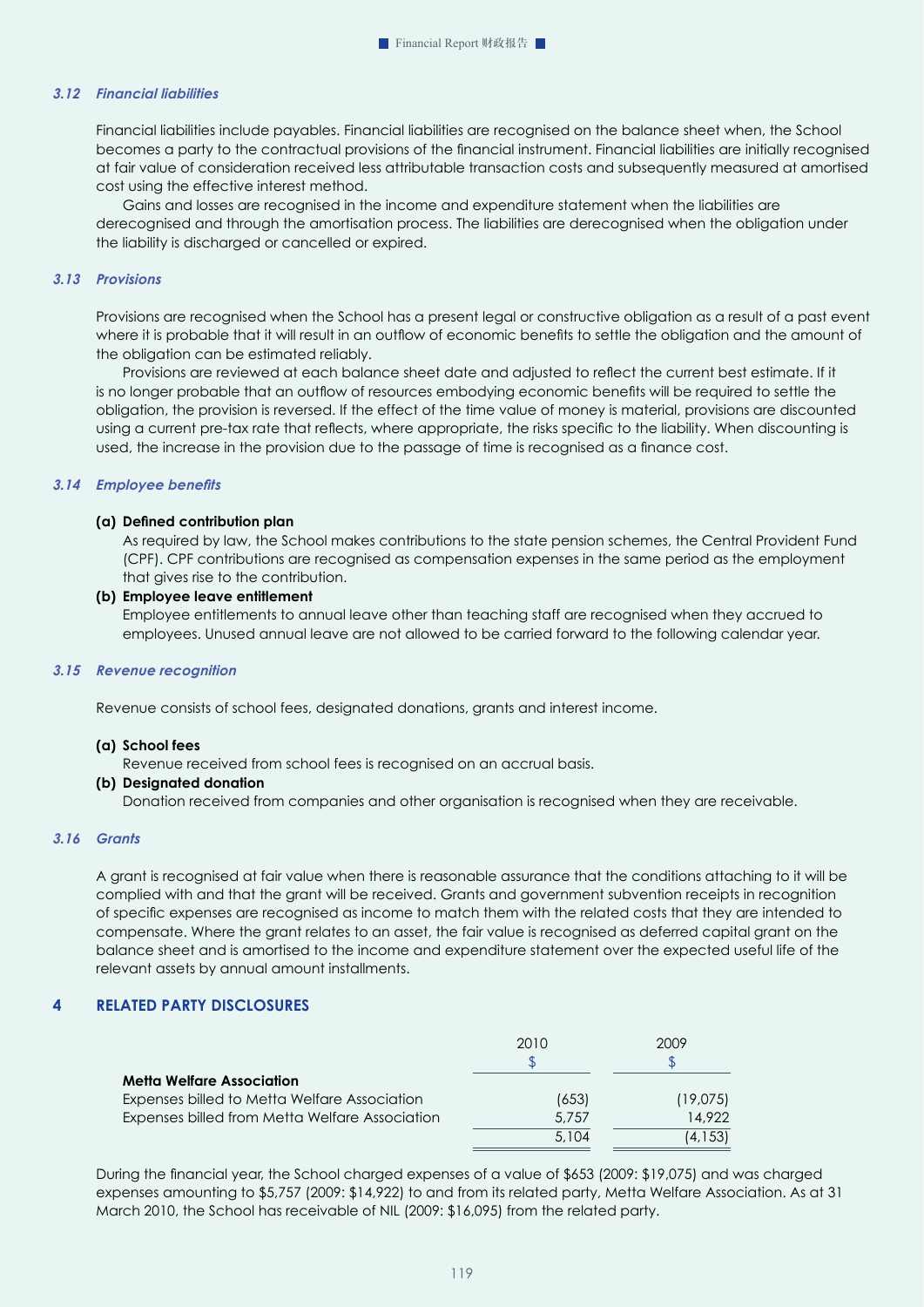### 3.12 *Financial liabilities*

Financial liabilities include payables. Financial liabilities are recognised on the balance sheet when, the School becomes a party to the contractual provisions of the financial instrument. Financial liabilities are initially recognised at fair value of consideration received less attributable transaction costs and subsequently measured at amortised cost using the effective interest method.

Gains and losses are recognised in the income and expenditure statement when the liabilities are derecognised and through the amortisation process. The liabilities are derecognised when the obligation under the liability is discharged or cancelled or expired.

### 3.13 *Provisions*

Provisions are recognised when the School has a present legal or constructive obligation as a result of a past event where it is probable that it will result in an outflow of economic benefits to settle the obligation and the amount of the obligation can be estimated reliably.

Provisions are reviewed at each balance sheet date and adjusted to reflect the current best estimate. If it is no longer probable that an outflow of resources embodying economic benefits will be required to settle the obligation, the provision is reversed. If the effect of the time value of money is material, provisions are discounted using a current pre-tax rate that reflects, where appropriate, the risks specific to the liability. When discounting is used, the increase in the provision due to the passage of time is recognised as a finance cost.

### 3.14 *Employee benefits*

**(a) Defined contribution plan**

As required by law, the School makes contributions to the state pension schemes, the Central Provident Fund (CPF). CPF contributions are recognised as compensation expenses in the same period as the employment that gives rise to the contribution.

**(b) Employee leave entitlement**

Employee entitlements to annual leave other than teaching staff are recognised when they accrued to employees. Unused annual leave are not allowed to be carried forward to the following calendar year.

### 3.15 *Revenue recognition*

Revenue consists of school fees, designated donations, grants and interest income.

**(a) School fees**

Revenue received from school fees is recognised on an accrual basis.

**(b) Designated donation**

Donation received from companies and other organisation is recognised when they are receivable.

### 3.16 *Grants*

A grant is recognised at fair value when there is reasonable assurance that the conditions attaching to it will be complied with and that the grant will be received. Grants and government subvention receipts in recognition of specific expenses are recognised as income to match them with the related costs that they are intended to compensate. Where the grant relates to an asset, the fair value is recognised as deferred capital grant on the balance sheet and is amortised to the income and expenditure statement over the expected useful life of the relevant assets by annual amount installments.

## 4 RELATED PARTY DISCLOSURES

| | 2010 | 2009 |
|---|---|---|
| | $ | $ |
| **Metta Welfare Association** | | |
| Expenses billed to Metta Welfare Association | (653) | (19,075) |
| Expenses billed from Metta Welfare Association | 5,757 | 14,922 |
| | 5,104 | (4,153) |

During the financial year, the School charged expenses of a value of $653 (2009: $19,075) and was charged expenses amounting to $5,757 (2009: $14,922) to and from its related party, Metta Welfare Association. As at 31 March 2010, the School has receivable of NIL (2009: $16,095) from the related party.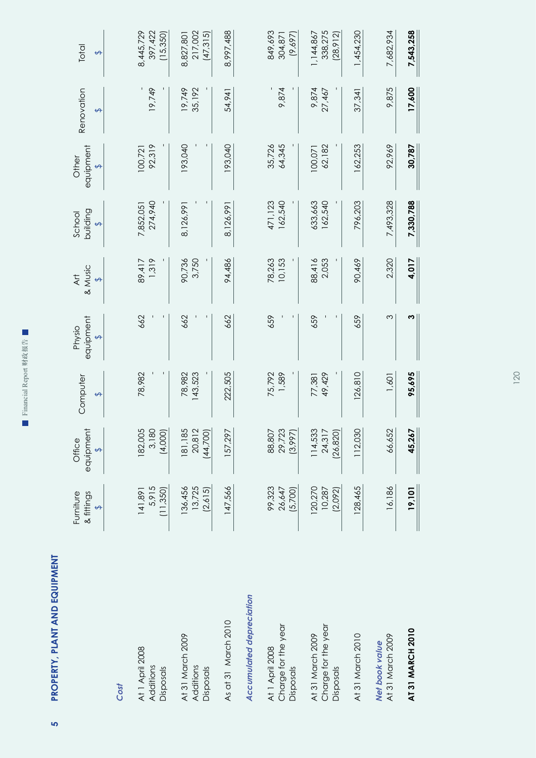## 5 PROPERTY, PLANT AND EQUIPMENT

| | Furniture & fittings | Office equipment | Computer | Physio equipment | Art & Music | School building | Other equipment | Renovation | Total |
|---|---|---|---|---|---|---|---|---|---|
| | $ | $ | $ | $ | $ | $ | $ | $ | $ |
| ***Cost*** | | | | | | | | | |
| At 1 April 2008 | 141,891 | 182,005 | 78,982 | 662 | 89,417 | 7,852,051 | 100,721 | - | 8,445,729 |
| Additions | 5,915 | 3,180 | - | - | 1,319 | 274,940 | 92,319 | 19,749 | 397,422 |
| Disposals | (11,350) | (4,000) | - | - | - | - | - | - | (15,350) |
| At 31 March 2009 | 136,456 | 181,185 | 78,982 | 662 | 90,736 | 8,126,991 | 193,040 | 19,749 | 8,827,801 |
| Additions | 13,725 | 20,812 | 143,523 | - | 3,750 | - | - | 35,192 | 217,002 |
| Disposals | (2,615) | (44,700) | - | - | - | - | - | - | (47,315) |
| As at 31 March 2010 | 147,566 | 157,297 | 222,505 | 662 | 94,486 | 8,126,991 | 193,040 | 54,941 | 8,997,488 |
| ***Accumulated depreciation*** | | | | | | | | | |
| At 1 April 2008 | 99,323 | 88,807 | 75,792 | 659 | 78,263 | 471,123 | 35,726 | - | 849,693 |
| Charge for the year | 26,647 | 29,723 | 1,589 | - | 10,153 | 162,540 | 64,345 | 9,874 | 304,871 |
| Disposals | (5,700) | (3,997) | - | - | - | - | - | - | (9,697) |
| At 31 March 2009 | 120,270 | 114,533 | 77,381 | 659 | 88,416 | 633,663 | 100,071 | 9,874 | 1,144,867 |
| Charge for the year | 10,287 | 24,317 | 49,429 | - | 2,053 | 162,540 | 62,182 | 27,467 | 338,275 |
| Disposals | (2,092) | (26,820) | - | - | - | - | - | - | (28,912) |
| At 31 March 2010 | 128,465 | 112,030 | 126,810 | 659 | 90,469 | 796,203 | 162,253 | 37,341 | 1,454,230 |
| ***Net book value*** | | | | | | | | | |
| At 31 March 2009 | 16,186 | 66,652 | 1,601 | 3 | 2,320 | 7,493,328 | 92,969 | 9,875 | 7,682,934 |
| **AT 31 MARCH 2010** | **19,101** | **45,267** | **95,695** | **3** | **4,017** | **7,330,788** | **30,787** | **17,600** | **7,543,258** |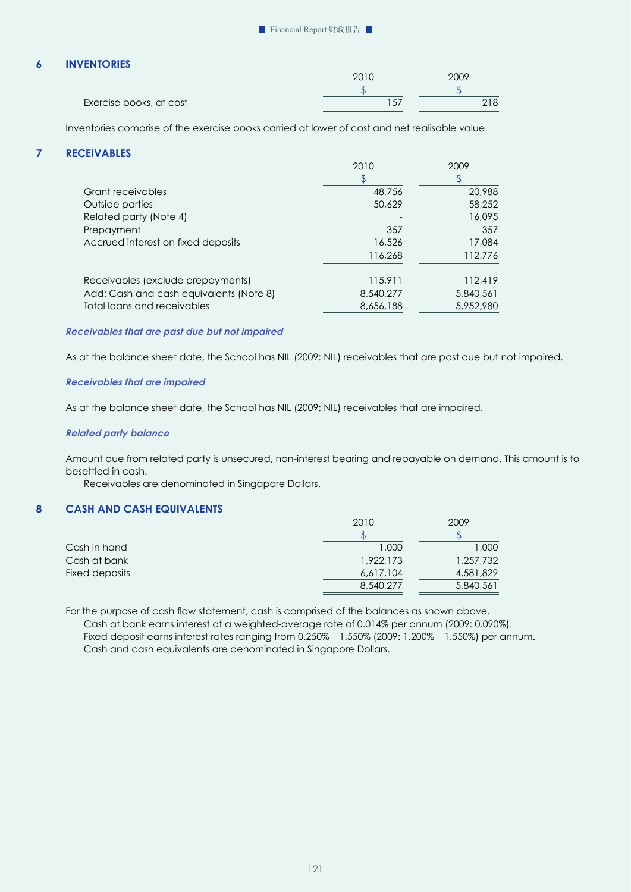## 6 INVENTORIES

| | 2010 | 2009 |
|---|---|---|
| | $ | $ |
| Exercise books, at cost | 157 | 218 |

Inventories comprise of the exercise books carried at lower of cost and net realisable value.

## 7 RECEIVABLES

| | 2010 | 2009 |
|---|---|---|
| | $ | $ |
| Grant receivables | 48,756 | 20,988 |
| Outside parties | 50,629 | 58,252 |
| Related party (Note 4) | - | 16,095 |
| Prepayment | 357 | 357 |
| Accrued interest on fixed deposits | 16,526 | 17,084 |
| | 116,268 | 112,776 |
| | | |
| Receivables (exclude prepayments) | 115,911 | 112,419 |
| Add: Cash and cash equivalents (Note 8) | 8,540,277 | 5,840,561 |
| Total loans and receivables | 8,656,188 | 5,952,980 |

***Receivables that are past due but not impaired***

As at the balance sheet date, the School has NIL (2009: NIL) receivables that are past due but not impaired.

***Receivables that are impaired***

As at the balance sheet date, the School has NIL (2009: NIL) receivables that are impaired.

***Related party balance***

Amount due from related party is unsecured, non-interest bearing and repayable on demand. This amount is to besettled in cash.

Receivables are denominated in Singapore Dollars.

## 8 CASH AND CASH EQUIVALENTS

| | 2010 | 2009 |
|---|---|---|
| | $ | $ |
| Cash in hand | 1,000 | 1,000 |
| Cash at bank | 1,922,173 | 1,257,732 |
| Fixed deposits | 6,617,104 | 4,581,829 |
| | 8,540,277 | 5,840,561 |

For the purpose of cash flow statement, cash is comprised of the balances as shown above.

Cash at bank earns interest at a weighted-average rate of 0.014% per annum (2009: 0.090%).

Fixed deposit earns interest rates ranging from 0.250% – 1.550% (2009: 1.200% – 1.550%) per annum.

Cash and cash equivalents are denominated in Singapore Dollars.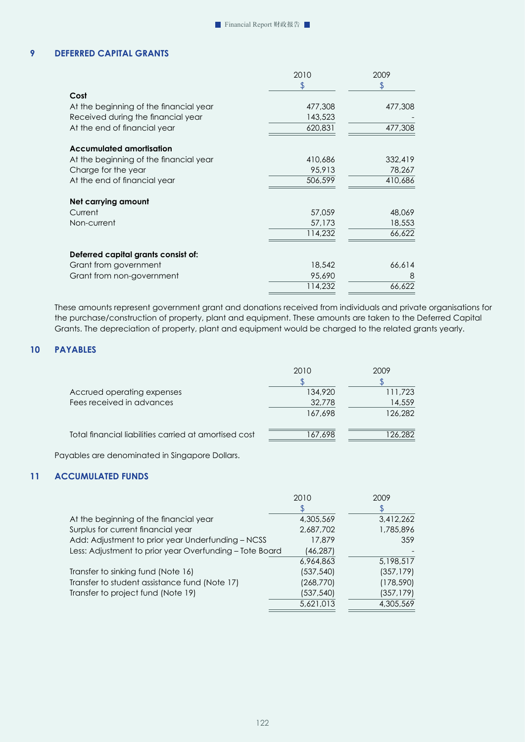## 9 DEFERRED CAPITAL GRANTS

| | 2010 | 2009 |
|---|---|---|
| | $ | $ |
| **Cost** | | |
| At the beginning of the financial year | 477,308 | 477,308 |
| Received during the financial year | 143,523 | - |
| At the end of financial year | 620,831 | 477,308 |
| **Accumulated amortisation** | | |
| At the beginning of the financial year | 410,686 | 332,419 |
| Charge for the year | 95,913 | 78,267 |
| At the end of financial year | 506,599 | 410,686 |
| **Net carrying amount** | | |
| Current | 57,059 | 48,069 |
| Non-current | 57,173 | 18,553 |
| | 114,232 | 66,622 |
| **Deferred capital grants consist of:** | | |
| Grant from government | 18,542 | 66,614 |
| Grant from non-government | 95,690 | 8 |
| | 114,232 | 66,622 |

These amounts represent government grant and donations received from individuals and private organisations for the purchase/construction of property, plant and equipment. These amounts are taken to the Deferred Capital Grants. The depreciation of property, plant and equipment would be charged to the related grants yearly.

## 10 PAYABLES

| | 2010 | 2009 |
|---|---|---|
| | $ | $ |
| Accrued operating expenses | 134,920 | 111,723 |
| Fees received in advances | 32,778 | 14,559 |
| | 167,698 | 126,282 |
| Total financial liabilities carried at amortised cost | 167,698 | 126,282 |

Payables are denominated in Singapore Dollars.

## 11 ACCUMULATED FUNDS

| | 2010 | 2009 |
|---|---|---|
| | $ | $ |
| At the beginning of the financial year | 4,305,569 | 3,412,262 |
| Surplus for current financial year | 2,687,702 | 1,785,896 |
| Add: Adjustment to prior year Underfunding – NCSS | 17,879 | 359 |
| Less: Adjustment to prior year Overfunding – Tote Board | (46,287) | - |
| | 6,964,863 | 5,198,517 |
| Transfer to sinking fund (Note 16) | (537,540) | (357,179) |
| Transfer to student assistance fund (Note 17) | (268,770) | (178,590) |
| Transfer to project fund (Note 19) | (537,540) | (357,179) |
| | 5,621,013 | 4,305,569 |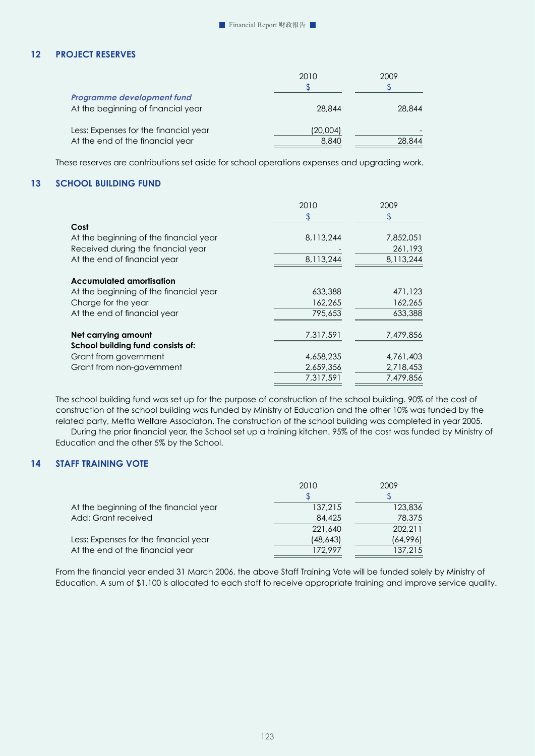## 12 PROJECT RESERVES

| | 2010 | 2009 |
|---|---|---|
| | $ | $ |
| *Programme development fund* | | |
| At the beginning of financial year | 28,844 | 28,844 |
| Less: Expenses for the financial year | (20,004) | - |
| At the end of the financial year | 8,840 | 28,844 |

These reserves are contributions set aside for school operations expenses and upgrading work.

## 13 SCHOOL BUILDING FUND

| | 2010 | 2009 |
|---|---|---|
| | $ | $ |
| **Cost** | | |
| At the beginning of the financial year | 8,113,244 | 7,852,051 |
| Received during the financial year | - | 261,193 |
| At the end of financial year | 8,113,244 | 8,113,244 |
| **Accumulated amortisation** | | |
| At the beginning of the financial year | 633,388 | 471,123 |
| Charge for the year | 162,265 | 162,265 |
| At the end of financial year | 795,653 | 633,388 |
| **Net carrying amount** | 7,317,591 | 7,479,856 |
| **School building fund consists of:** | | |
| Grant from government | 4,658,235 | 4,761,403 |
| Grant from non-government | 2,659,356 | 2,718,453 |
| | 7,317,591 | 7,479,856 |

The school building fund was set up for the purpose of construction of the school building. 90% of the cost of construction of the school building was funded by Ministry of Education and the other 10% was funded by the related party, Metta Welfare Associaton. The construction of the school building was completed in year 2005.

During the prior financial year, the School set up a training kitchen. 95% of the cost was funded by Ministry of Education and the other 5% by the School.

## 14 STAFF TRAINING VOTE

| | 2010 | 2009 |
|---|---|---|
| | $ | $ |
| At the beginning of the financial year | 137,215 | 123,836 |
| Add: Grant received | 84,425 | 78,375 |
| | 221,640 | 202,211 |
| Less: Expenses for the financial year | (48,643) | (64,996) |
| At the end of the financial year | 172,997 | 137,215 |

From the financial year ended 31 March 2006, the above Staff Training Vote will be funded solely by Ministry of Education. A sum of $1,100 is allocated to each staff to receive appropriate training and improve service quality.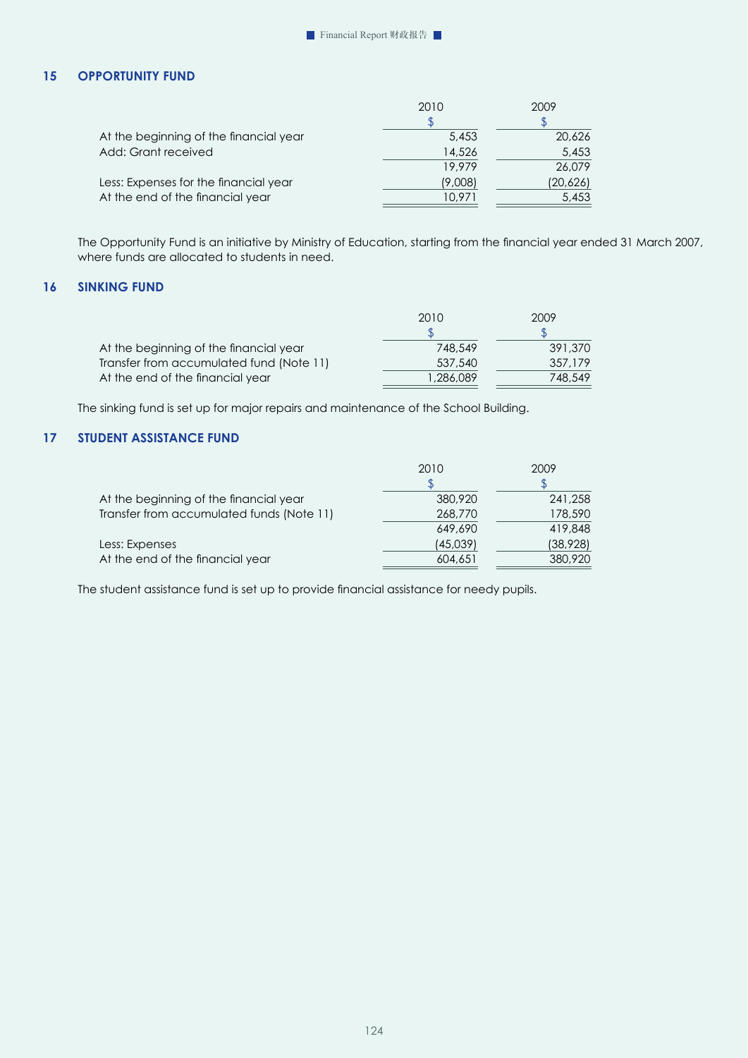## 15 OPPORTUNITY FUND

| | 2010 | 2009 |
|---|---|---|
| | $ | $ |
| At the beginning of the financial year | 5,453 | 20,626 |
| Add: Grant received | 14,526 | 5,453 |
| | 19,979 | 26,079 |
| Less: Expenses for the financial year | (9,008) | (20,626) |
| At the end of the financial year | 10,971 | 5,453 |

The Opportunity Fund is an initiative by Ministry of Education, starting from the financial year ended 31 March 2007, where funds are allocated to students in need.

## 16 SINKING FUND

| | 2010 | 2009 |
|---|---|---|
| | $ | $ |
| At the beginning of the financial year | 748,549 | 391,370 |
| Transfer from accumulated fund (Note 11) | 537,540 | 357,179 |
| At the end of the financial year | 1,286,089 | 748,549 |

The sinking fund is set up for major repairs and maintenance of the School Building.

## 17 STUDENT ASSISTANCE FUND

| | 2010 | 2009 |
|---|---|---|
| | $ | $ |
| At the beginning of the financial year | 380,920 | 241,258 |
| Transfer from accumulated funds (Note 11) | 268,770 | 178,590 |
| | 649,690 | 419,848 |
| Less: Expenses | (45,039) | (38,928) |
| At the end of the financial year | 604,651 | 380,920 |

The student assistance fund is set up to provide financial assistance for needy pupils.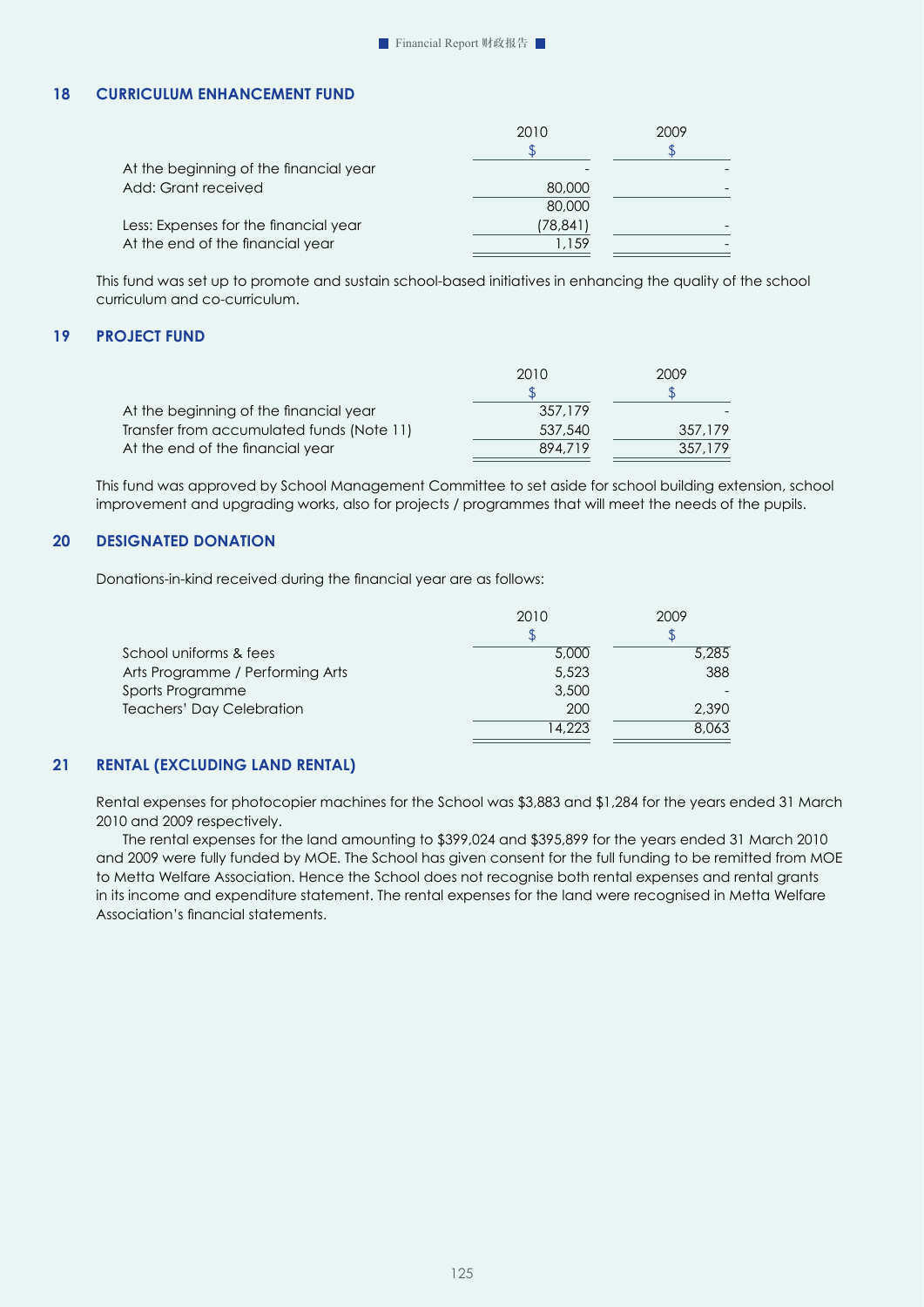## 18 CURRICULUM ENHANCEMENT FUND

| | 2010 | 2009 |
|---|---|---|
| | $ | $ |
| At the beginning of the financial year | - | - |
| Add: Grant received | 80,000 | - |
| | 80,000 | |
| Less: Expenses for the financial year | (78,841) | - |
| At the end of the financial year | 1,159 | - |

This fund was set up to promote and sustain school-based initiatives in enhancing the quality of the school curriculum and co-curriculum.

## 19 PROJECT FUND

| | 2010 | 2009 |
|---|---|---|
| | $ | $ |
| At the beginning of the financial year | 357,179 | - |
| Transfer from accumulated funds (Note 11) | 537,540 | 357,179 |
| At the end of the financial year | 894,719 | 357,179 |

This fund was approved by School Management Committee to set aside for school building extension, school improvement and upgrading works, also for projects / programmes that will meet the needs of the pupils.

## 20 DESIGNATED DONATION

Donations-in-kind received during the financial year are as follows:

| | 2010 | 2009 |
|---|---|---|
| | $ | $ |
| School uniforms & fees | 5,000 | 5,285 |
| Arts Programme / Performing Arts | 5,523 | 388 |
| Sports Programme | 3,500 | - |
| Teachers' Day Celebration | 200 | 2,390 |
| | 14,223 | 8,063 |

## 21 RENTAL (EXCLUDING LAND RENTAL)

Rental expenses for photocopier machines for the School was $3,883 and $1,284 for the years ended 31 March 2010 and 2009 respectively.

The rental expenses for the land amounting to $399,024 and $395,899 for the years ended 31 March 2010 and 2009 were fully funded by MOE. The School has given consent for the full funding to be remitted from MOE to Metta Welfare Association. Hence the School does not recognise both rental expenses and rental grants in its income and expenditure statement. The rental expenses for the land were recognised in Metta Welfare Association's financial statements.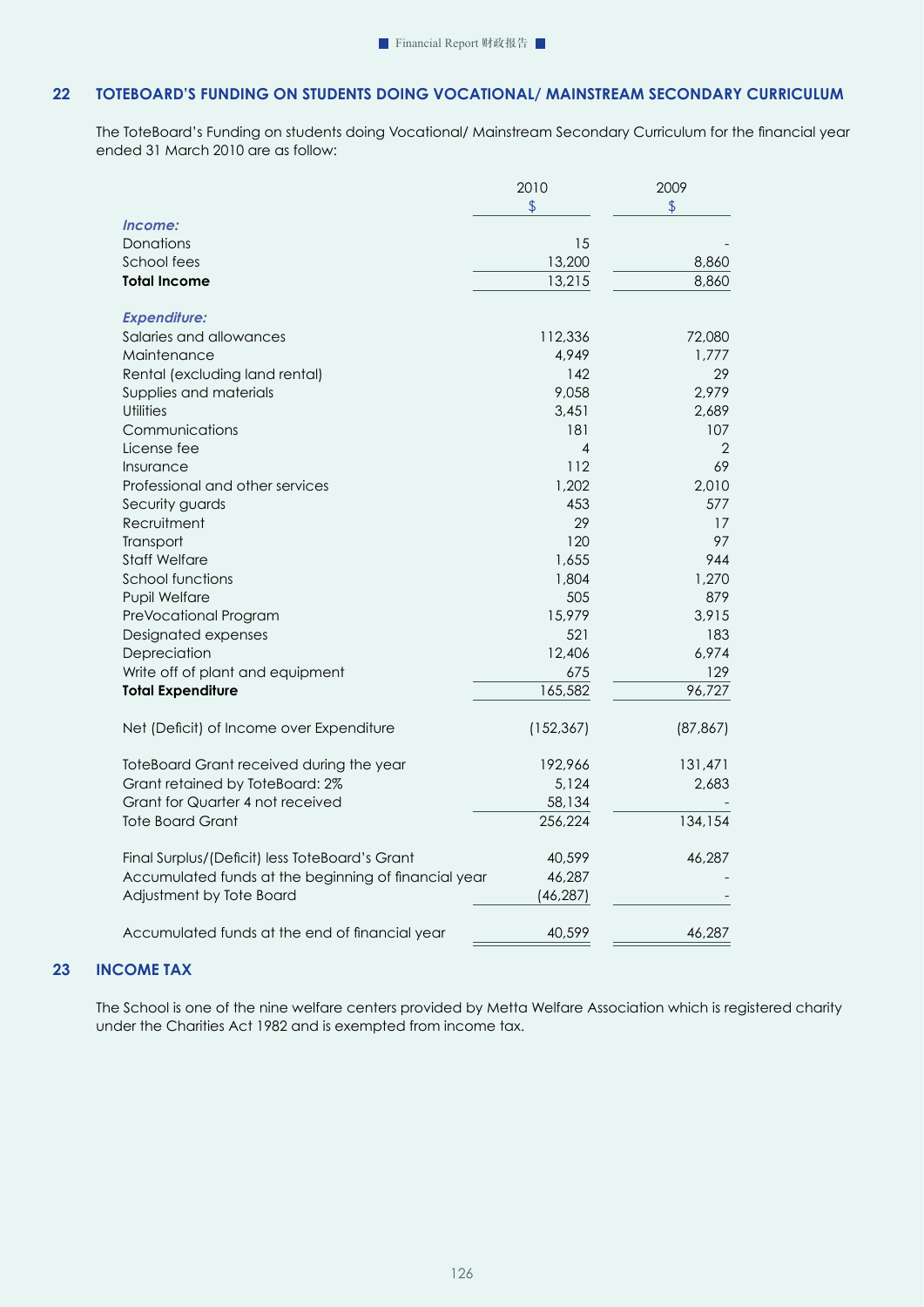## 22 TOTEBOARD'S FUNDING ON STUDENTS DOING VOCATIONAL/ MAINSTREAM SECONDARY CURRICULUM

The ToteBoard's Funding on students doing Vocational/ Mainstream Secondary Curriculum for the financial year ended 31 March 2010 are as follow:

| | 2010 | 2009 |
|---|---|---|
| | $ | $ |
| ***Income:*** | | |
| Donations | 15 | - |
| School fees | 13,200 | 8,860 |
| **Total Income** | 13,215 | 8,860 |
| | | |
| ***Expenditure:*** | | |
| Salaries and allowances | 112,336 | 72,080 |
| Maintenance | 4,949 | 1,777 |
| Rental (excluding land rental) | 142 | 29 |
| Supplies and materials | 9,058 | 2,979 |
| Utilities | 3,451 | 2,689 |
| Communications | 181 | 107 |
| License fee | 4 | 2 |
| Insurance | 112 | 69 |
| Professional and other services | 1,202 | 2,010 |
| Security guards | 453 | 577 |
| Recruitment | 29 | 17 |
| Transport | 120 | 97 |
| Staff Welfare | 1,655 | 944 |
| School functions | 1,804 | 1,270 |
| Pupil Welfare | 505 | 879 |
| PreVocational Program | 15,979 | 3,915 |
| Designated expenses | 521 | 183 |
| Depreciation | 12,406 | 6,974 |
| Write off of plant and equipment | 675 | 129 |
| **Total Expenditure** | 165,582 | 96,727 |
| | | |
| Net (Deficit) of Income over Expenditure | (152,367) | (87,867) |
| | | |
| ToteBoard Grant received during the year | 192,966 | 131,471 |
| Grant retained by ToteBoard: 2% | 5,124 | 2,683 |
| Grant for Quarter 4 not received | 58,134 | - |
| Tote Board Grant | 256,224 | 134,154 |
| | | |
| Final Surplus/(Deficit) less ToteBoard's Grant | 40,599 | 46,287 |
| Accumulated funds at the beginning of financial year | 46,287 | - |
| Adjustment by Tote Board | (46,287) | - |
| | | |
| Accumulated funds at the end of financial year | 40,599 | 46,287 |

## 23 INCOME TAX

The School is one of the nine welfare centers provided by Metta Welfare Association which is registered charity under the Charities Act 1982 and is exempted from income tax.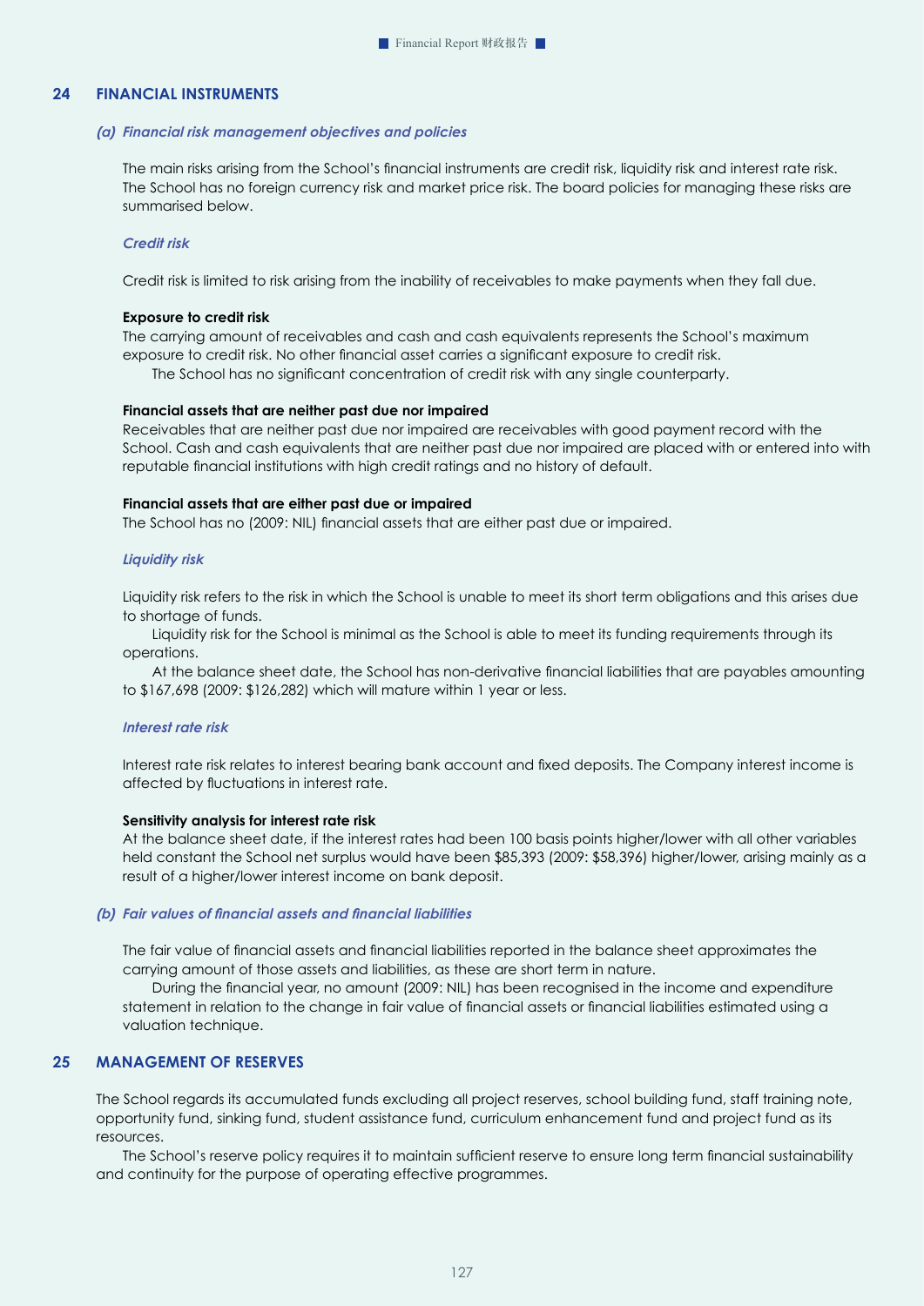## 24 FINANCIAL INSTRUMENTS

### *(a) Financial risk management objectives and policies*

The main risks arising from the School's financial instruments are credit risk, liquidity risk and interest rate risk. The School has no foreign currency risk and market price risk. The board policies for managing these risks are summarised below.

#### *Credit risk*

Credit risk is limited to risk arising from the inability of receivables to make payments when they fall due.

**Exposure to credit risk**

The carrying amount of receivables and cash and cash equivalents represents the School's maximum exposure to credit risk. No other financial asset carries a significant exposure to credit risk.

The School has no significant concentration of credit risk with any single counterparty.

**Financial assets that are neither past due nor impaired**

Receivables that are neither past due nor impaired are receivables with good payment record with the School. Cash and cash equivalents that are neither past due nor impaired are placed with or entered into with reputable financial institutions with high credit ratings and no history of default.

**Financial assets that are either past due or impaired**

The School has no (2009: NIL) financial assets that are either past due or impaired.

#### *Liquidity risk*

Liquidity risk refers to the risk in which the School is unable to meet its short term obligations and this arises due to shortage of funds.

Liquidity risk for the School is minimal as the School is able to meet its funding requirements through its operations.

At the balance sheet date, the School has non-derivative financial liabilities that are payables amounting to $167,698 (2009: $126,282) which will mature within 1 year or less.

#### *Interest rate risk*

Interest rate risk relates to interest bearing bank account and fixed deposits. The Company interest income is affected by fluctuations in interest rate.

**Sensitivity analysis for interest rate risk**

At the balance sheet date, if the interest rates had been 100 basis points higher/lower with all other variables held constant the School net surplus would have been $85,393 (2009: $58,396) higher/lower, arising mainly as a result of a higher/lower interest income on bank deposit.

### *(b) Fair values of financial assets and financial liabilities*

The fair value of financial assets and financial liabilities reported in the balance sheet approximates the carrying amount of those assets and liabilities, as these are short term in nature.

During the financial year, no amount (2009: NIL) has been recognised in the income and expenditure statement in relation to the change in fair value of financial assets or financial liabilities estimated using a valuation technique.

## 25 MANAGEMENT OF RESERVES

The School regards its accumulated funds excluding all project reserves, school building fund, staff training note, opportunity fund, sinking fund, student assistance fund, curriculum enhancement fund and project fund as its resources.

The School's reserve policy requires it to maintain sufficient reserve to ensure long term financial sustainability and continuity for the purpose of operating effective programmes.